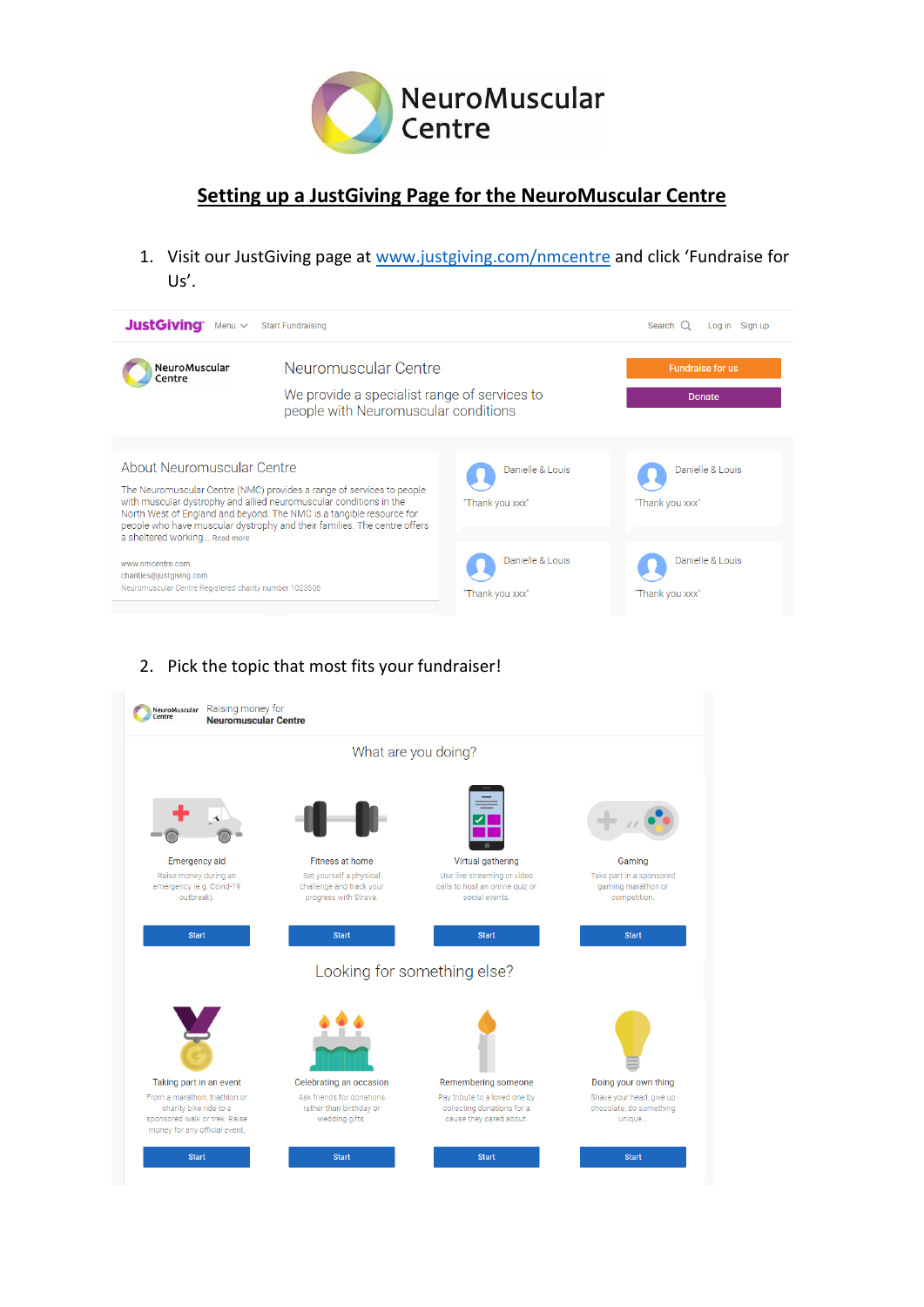# Setting up a JustGiving Page for the NeuroMuscular Centre

1. Visit our JustGiving page at [www.justgiving.com/nmcentre](http://www.justgiving.com/nmcentre) and click 'Fundraise for Us'.

JustGiving Menu Start Fundraising Search Log in Sign up

NeuroMuscular Centre

Neuromuscular Centre

We provide a specialist range of services to people with Neuromuscular conditions

Fundraise for us

Donate

About Neuromuscular Centre

The Neuromuscular Centre (NMC) provides a range of services to people with muscular dystrophy and allied neuromuscular conditions in the North West of England and beyond. The NMC is a tangible resource for people who have muscular dystrophy and their families. The centre offers a sheltered working... Read more

www.nmcentre.com
charities@justgiving.com
Neuromuscular Centre Registered charity number 1023606

Danielle & Louis "Thank you xxx"

Danielle & Louis "Thank you xxx"

Danielle & Louis "Thank you xxx"

Danielle & Louis "Thank you xxx"

2. Pick the topic that most fits your fundraiser!

Raising money for **Neuromuscular Centre**

What are you doing?

**Emergency aid** – Raise money during an emergency (e.g. Covid-19 outbreak). Start

**Fitness at home** – Set yourself a physical challenge and track your progress with Strava. Start

**Virtual gathering** – Use live streaming or video calls to host an online quiz or social events. Start

**Gaming** – Take part in a sponsored gaming marathon or competition. Start

Looking for something else?

**Taking part in an event** – From a marathon, triathlon or charity bike ride to a sponsored walk or trek. Raise money for any official event. Start

**Celebrating an occasion** – Ask friends for donations rather than birthday or wedding gifts. Start

**Remembering someone** – Pay tribute to a loved one by collecting donations for a cause they cared about. Start

**Doing your own thing** – Shave your head, give up chocolate, do something unique... Start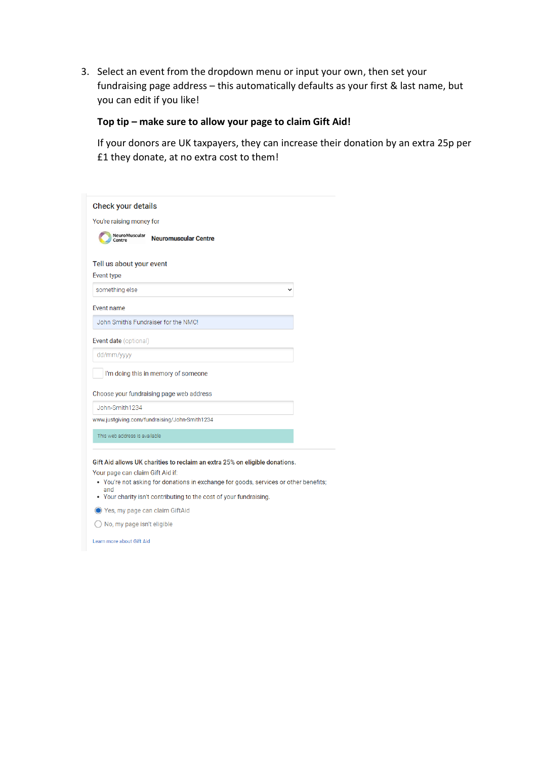3. Select an event from the dropdown menu or input your own, then set your fundraising page address – this automatically defaults as your first & last name, but you can edit if you like!

   **Top tip – make sure to allow your page to claim Gift Aid!**

   If your donors are UK taxpayers, they can increase their donation by an extra 25p per £1 they donate, at no extra cost to them!

Check your details

You're raising money for

NeuroMuscular Centre Neuromuscular Centre

Tell us about your event

Event type

something else

Event name

John Smiths Fundraiser for the NMC!

Event date (optional)

dd/mm/yyyy

I'm doing this in memory of someone

Choose your fundraising page web address

John-Smith1234

www.justgiving.com/fundraising/John-Smith1234

This web address is available

Gift Aid allows UK charities to reclaim an extra 25% on eligible donations.

Your page can claim Gift Aid if:

- You're not asking for donations in exchange for goods, services or other benefits; and
- Your charity isn't contributing to the cost of your fundraising.

Yes, my page can claim GiftAid

No, my page isn't eligible

Learn more about Gift Aid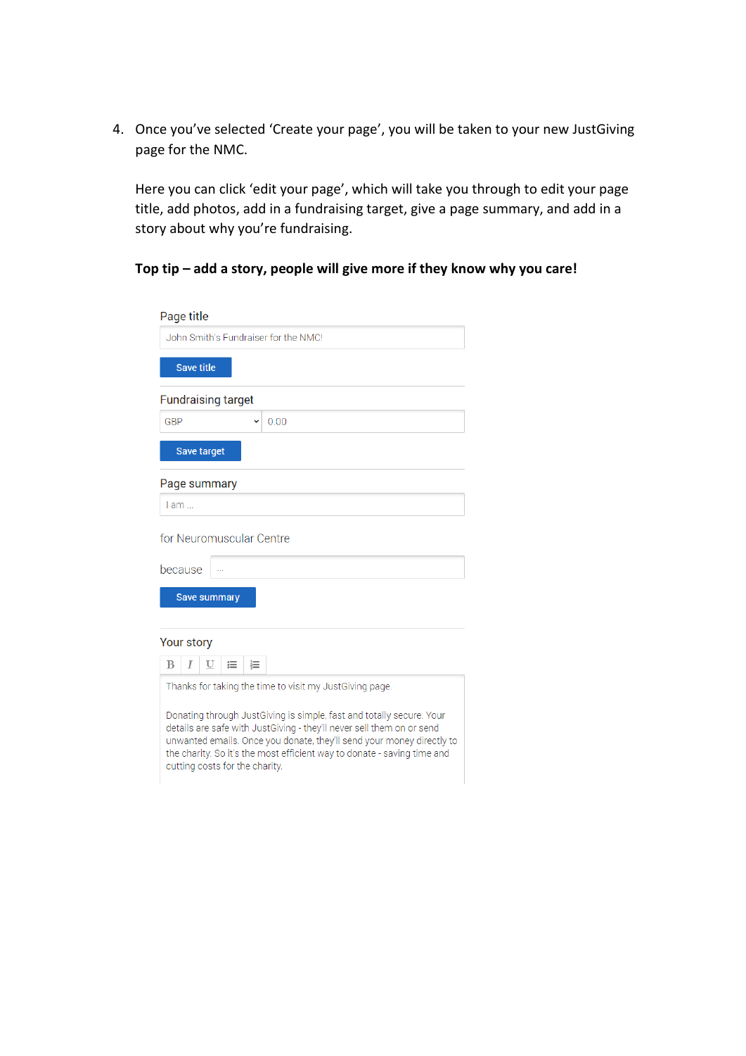4. Once you've selected 'Create your page', you will be taken to your new JustGiving page for the NMC.

   Here you can click 'edit your page', which will take you through to edit your page title, add photos, add in a fundraising target, give a page summary, and add in a story about why you're fundraising.

   **Top tip – add a story, people will give more if they know why you care!**

Page title

John Smith's Fundraiser for the NMC!

Save title

Fundraising target

GBP 0.00

Save target

Page summary

I am ...

for Neuromuscular Centre

because ...

Save summary

Your story

B I U

Thanks for taking the time to visit my JustGiving page.

Donating through JustGiving is simple, fast and totally secure. Your details are safe with JustGiving - they'll never sell them on or send unwanted emails. Once you donate, they'll send your money directly to the charity. So it's the most efficient way to donate - saving time and cutting costs for the charity.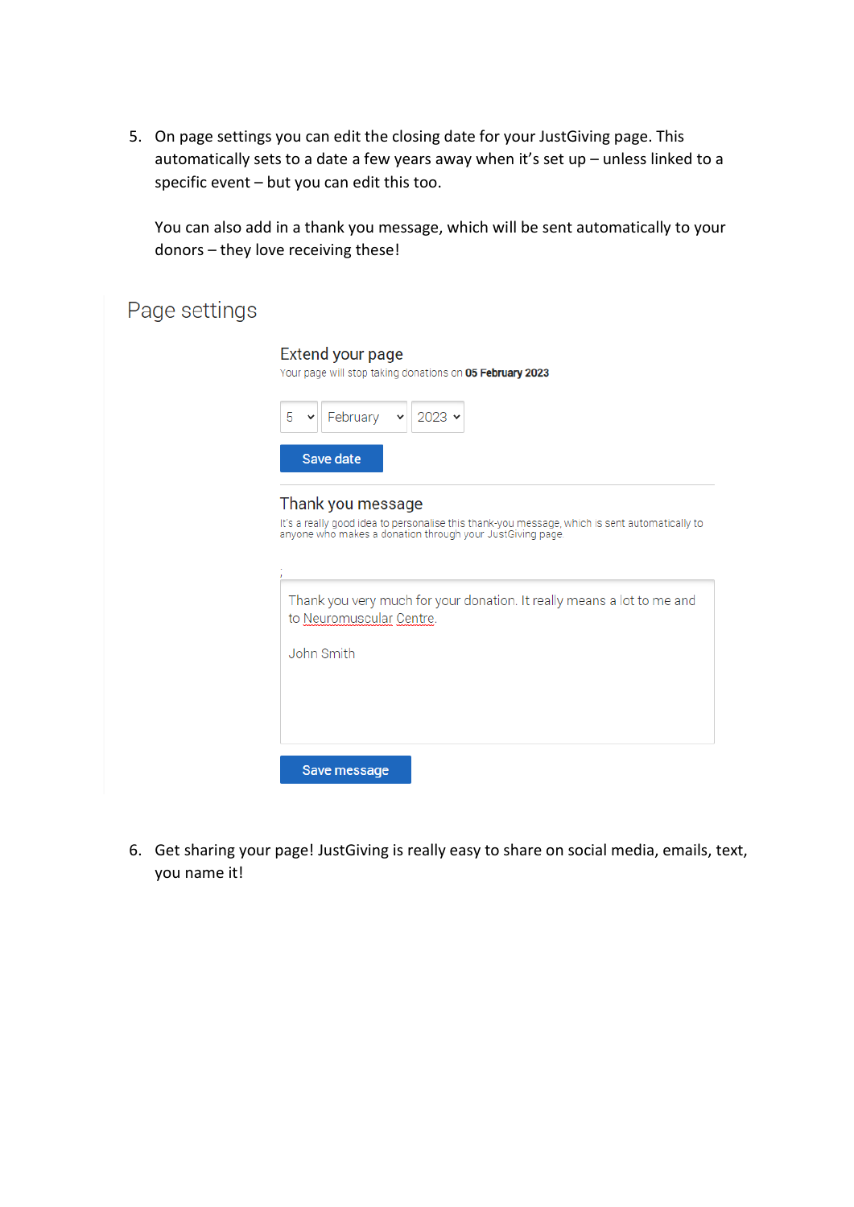5. On page settings you can edit the closing date for your JustGiving page. This automatically sets to a date a few years away when it's set up – unless linked to a specific event – but you can edit this too.

   You can also add in a thank you message, which will be sent automatically to your donors – they love receiving these!

## Page settings

### Extend your page

Your page will stop taking donations on **05 February 2023**

5 | February | 2023

Save date

### Thank you message

It's a really good idea to personalise this thank-you message, which is sent automatically to anyone who makes a donation through your JustGiving page.

;

Thank you very much for your donation. It really means a lot to me and to Neuromuscular Centre.

John Smith

Save message

6. Get sharing your page! JustGiving is really easy to share on social media, emails, text, you name it!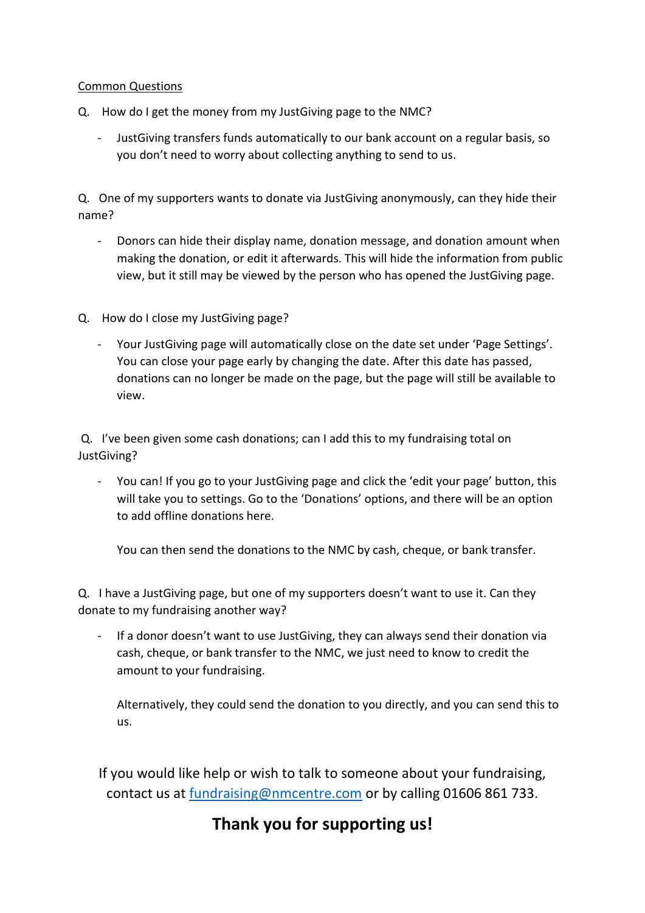Common Questions

Q. How do I get the money from my JustGiving page to the NMC?

- JustGiving transfers funds automatically to our bank account on a regular basis, so you don't need to worry about collecting anything to send to us.

Q. One of my supporters wants to donate via JustGiving anonymously, can they hide their name?

- Donors can hide their display name, donation message, and donation amount when making the donation, or edit it afterwards. This will hide the information from public view, but it still may be viewed by the person who has opened the JustGiving page.

Q. How do I close my JustGiving page?

- Your JustGiving page will automatically close on the date set under 'Page Settings'. You can close your page early by changing the date. After this date has passed, donations can no longer be made on the page, but the page will still be available to view.

Q. I've been given some cash donations; can I add this to my fundraising total on JustGiving?

- You can! If you go to your JustGiving page and click the 'edit your page' button, this will take you to settings. Go to the 'Donations' options, and there will be an option to add offline donations here.

  You can then send the donations to the NMC by cash, cheque, or bank transfer.

Q. I have a JustGiving page, but one of my supporters doesn't want to use it. Can they donate to my fundraising another way?

- If a donor doesn't want to use JustGiving, they can always send their donation via cash, cheque, or bank transfer to the NMC, we just need to know to credit the amount to your fundraising.

  Alternatively, they could send the donation to you directly, and you can send this to us.

If you would like help or wish to talk to someone about your fundraising, contact us at fundraising@nmcentre.com or by calling 01606 861 733.

**Thank you for supporting us!**